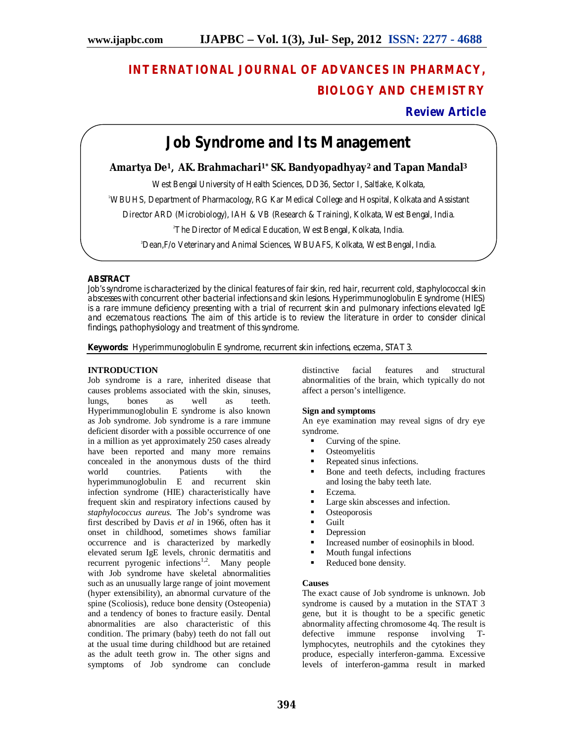# INTERNATIONAL JOURNAL OF ADVANCES IN PHARMACY, BIOLOGY AND CHEMISTRY

**Review Article**

# Job Syndrome and Its Management

**Amartya De[1], AK. Brahmachari[1*] SK. Bandyopadhyay[2] and Tapan Mandal[3]**

West Bengal University of Health Sciences, DD36, Sector I, Saltlake, Kolkata,

[1]WBUHS, Department of Pharmacology, RG Kar Medical College and Hospital, Kolkata and Assistant Director ARD (Microbiology), IAH & VB (Research & Training), Kolkata, West Bengal, India.

[2]The Director of Medical Education, West Bengal, Kolkata, India.

[3]Dean,F/o Veterinary and Animal Sciences, WBUAFS, Kolkata, West Bengal, India.

### ABSTRACT

Job's syndrome is characterized by the clinical features of fair skin, red hair, recurrent cold, staphylococcal skin abscesses with concurrent other bacterial infections and skin lesions. Hyperimmunoglobulin E syndrome (HIES) is a rare immune deficiency presenting with a trial of recurrent skin and pulmonary infections elevated IgE and eczematous reactions. The aim of this article is to review the literature in order to consider clinical findings, pathophysiology and treatment of this syndrome.

**Keywords:** Hyperimmunoglobulin E syndrome, recurrent skin infections, eczema, STAT 3.

### INTRODUCTION

Job syndrome is a rare, inherited disease that causes problems associated with the skin, sinuses, lungs, bones as well as teeth. Hyperimmunoglobulin E syndrome is also known as Job syndrome. Job syndrome is a rare immune deficient disorder with a possible occurrence of one in a million as yet approximately 250 cases already have been reported and many more remains concealed in the anonymous dusts of the third world countries. Patients with the hyperimmunoglobulin E and recurrent skin infection syndrome (HIE) characteristically have frequent skin and respiratory infections caused by *staphylococcus aureus.* The Job's syndrome was first described by Davis *et al* in 1966, often has it onset in childhood, sometimes shows familiar occurrence and is characterized by markedly elevated serum IgE levels, chronic dermatitis and recurrent pyrogenic infections[1,2]. Many people with Job syndrome have skeletal abnormalities such as an unusually large range of joint movement (hyper extensibility), an abnormal curvature of the spine (Scoliosis), reduce bone density (Osteopenia) and a tendency of bones to fracture easily. Dental abnormalities are also characteristic of this condition. The primary (baby) teeth do not fall out at the usual time during childhood but are retained as the adult teeth grow in. The other signs and symptoms of Job syndrome can conclude distinctive facial features and structural abnormalities of the brain, which typically do not affect a person's intelligence.

### Sign and symptoms

An eye examination may reveal signs of dry eye syndrome.

- Curving of the spine.
- Osteomyelitis
- Repeated sinus infections.
- Bone and teeth defects, including fractures and losing the baby teeth late.
- Eczema.
- Large skin abscesses and infection.
- Osteoporosis
- Guilt
- Depression
- Increased number of eosinophils in blood.
- Mouth fungal infections
- Reduced bone density.

### Causes

The exact cause of Job syndrome is unknown. Job syndrome is caused by a mutation in the STAT 3 gene, but it is thought to be a specific genetic abnormality affecting chromosome 4q. The result is defective immune response involving T-lymphocytes, neutrophils and the cytokines they produce, especially interferon-gamma. Excessive levels of interferon-gamma result in marked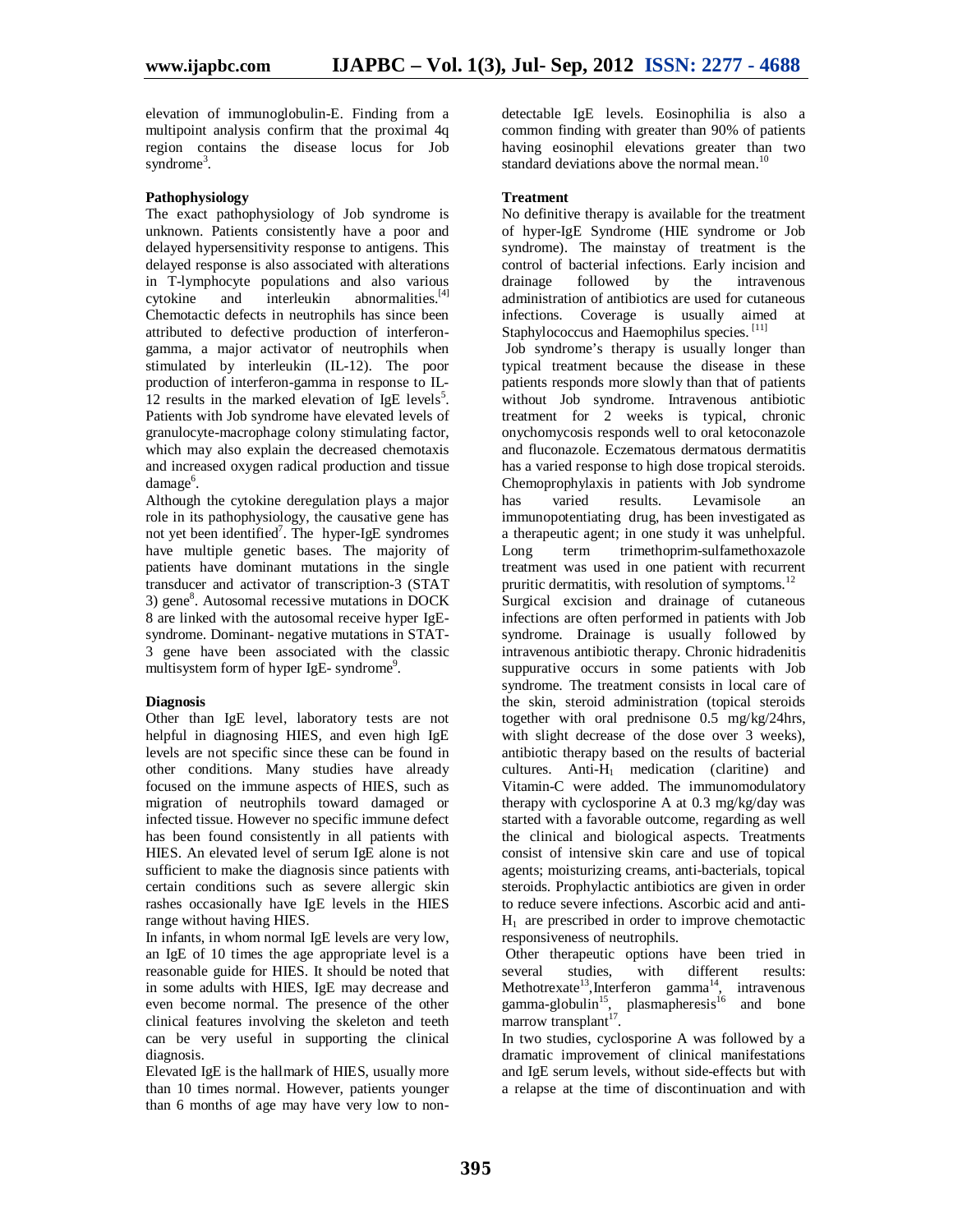elevation of immunoglobulin-E. Finding from a multipoint analysis confirm that the proximal 4q region contains the disease locus for Job syndrome[3].

**Pathophysiology**

The exact pathophysiology of Job syndrome is unknown. Patients consistently have a poor and delayed hypersensitivity response to antigens. This delayed response is also associated with alterations in T-lymphocyte populations and also various cytokine and interleukin abnormalities.[4] Chemotactic defects in neutrophils has since been attributed to defective production of interferon-gamma, a major activator of neutrophils when stimulated by interleukin (IL-12). The poor production of interferon-gamma in response to IL-12 results in the marked elevation of IgE levels[5]. Patients with Job syndrome have elevated levels of granulocyte-macrophage colony stimulating factor, which may also explain the decreased chemotaxis and increased oxygen radical production and tissue damage[6].

Although the cytokine deregulation plays a major role in its pathophysiology, the causative gene has not yet been identified[7]. The hyper-IgE syndromes have multiple genetic bases. The majority of patients have dominant mutations in the single transducer and activator of transcription-3 (STAT 3) gene[8]. Autosomal recessive mutations in DOCK 8 are linked with the autosomal receive hyper IgE-syndrome. Dominant- negative mutations in STAT-3 gene have been associated with the classic multisystem form of hyper IgE- syndrome[9].

**Diagnosis**

Other than IgE level, laboratory tests are not helpful in diagnosing HIES, and even high IgE levels are not specific since these can be found in other conditions. Many studies have already focused on the immune aspects of HIES, such as migration of neutrophils toward damaged or infected tissue. However no specific immune defect has been found consistently in all patients with HIES. An elevated level of serum IgE alone is not sufficient to make the diagnosis since patients with certain conditions such as severe allergic skin rashes occasionally have IgE levels in the HIES range without having HIES.

In infants, in whom normal IgE levels are very low, an IgE of 10 times the age appropriate level is a reasonable guide for HIES. It should be noted that in some adults with HIES, IgE may decrease and even become normal. The presence of the other clinical features involving the skeleton and teeth can be very useful in supporting the clinical diagnosis.

Elevated IgE is the hallmark of HIES, usually more than 10 times normal. However, patients younger than 6 months of age may have very low to non-detectable IgE levels. Eosinophilia is also a common finding with greater than 90% of patients having eosinophil elevations greater than two standard deviations above the normal mean.[10]

**Treatment**

No definitive therapy is available for the treatment of hyper-IgE Syndrome (HIE syndrome or Job syndrome). The mainstay of treatment is the control of bacterial infections. Early incision and drainage followed by the intravenous administration of antibiotics are used for cutaneous infections. Coverage is usually aimed at Staphylococcus and Haemophilus species. [11]

Job syndrome's therapy is usually longer than typical treatment because the disease in these patients responds more slowly than that of patients without Job syndrome. Intravenous antibiotic treatment for 2 weeks is typical, chronic onychomycosis responds well to oral ketoconazole and fluconazole. Eczematous dermatous dermatitis has a varied response to high dose tropical steroids. Chemoprophylaxis in patients with Job syndrome has varied results. Levamisole an immunopotentiating drug, has been investigated as a therapeutic agent; in one study it was unhelpful. Long term trimethoprim-sulfamethoxazole treatment was used in one patient with recurrent pruritic dermatitis, with resolution of symptoms.[12]

Surgical excision and drainage of cutaneous infections are often performed in patients with Job syndrome. Drainage is usually followed by intravenous antibiotic therapy. Chronic hidradenitis suppurative occurs in some patients with Job syndrome. The treatment consists in local care of the skin, steroid administration (topical steroids together with oral prednisone 0.5 mg/kg/24hrs, with slight decrease of the dose over 3 weeks), antibiotic therapy based on the results of bacterial cultures. Anti-$H_1$ medication (claritine) and Vitamin-C were added. The immunomodulatory therapy with cyclosporine A at 0.3 mg/kg/day was started with a favorable outcome, regarding as well the clinical and biological aspects. Treatments consist of intensive skin care and use of topical agents; moisturizing creams, anti-bacterials, topical steroids. Prophylactic antibiotics are given in order to reduce severe infections. Ascorbic acid and anti-$H_1$ are prescribed in order to improve chemotactic responsiveness of neutrophils.

Other therapeutic options have been tried in several studies, with different results: Methotrexate[13], Interferon gamma[14], intravenous gamma-globulin[15], plasmapheresis[16] and bone marrow transplant[17].

In two studies, cyclosporine A was followed by a dramatic improvement of clinical manifestations and IgE serum levels, without side-effects but with a relapse at the time of discontinuation and with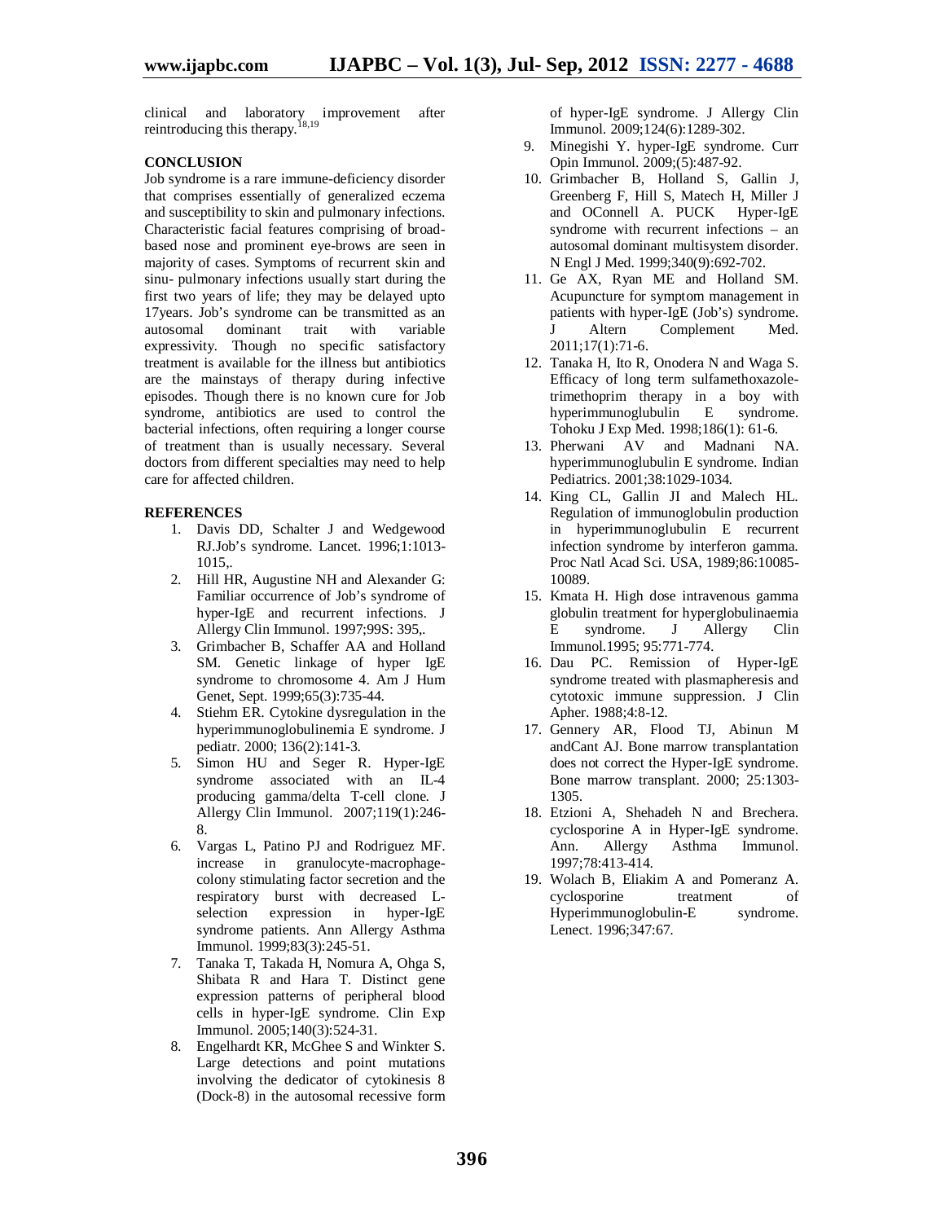clinical and laboratory improvement after reintroducing this therapy.[18,19]

## CONCLUSION

Job syndrome is a rare immune-deficiency disorder that comprises essentially of generalized eczema and susceptibility to skin and pulmonary infections. Characteristic facial features comprising of broad-based nose and prominent eye-brows are seen in majority of cases. Symptoms of recurrent skin and sinu- pulmonary infections usually start during the first two years of life; they may be delayed upto 17years. Job's syndrome can be transmitted as an autosomal dominant trait with variable expressivity. Though no specific satisfactory treatment is available for the illness but antibiotics are the mainstays of therapy during infective episodes. Though there is no known cure for Job syndrome, antibiotics are used to control the bacterial infections, often requiring a longer course of treatment than is usually necessary. Several doctors from different specialties may need to help care for affected children.

## REFERENCES

1. Davis DD, Schalter J and Wedgewood RJ.Job's syndrome. Lancet. 1996;1:1013-1015,.
2. Hill HR, Augustine NH and Alexander G: Familiar occurrence of Job's syndrome of hyper-IgE and recurrent infections. J Allergy Clin Immunol. 1997;99S: 395,.
3. Grimbacher B, Schaffer AA and Holland SM. Genetic linkage of hyper IgE syndrome to chromosome 4. Am J Hum Genet, Sept. 1999;65(3):735-44.
4. Stiehm ER. Cytokine dysregulation in the hyperimmunoglobulinemia E syndrome. J pediatr. 2000; 136(2):141-3.
5. Simon HU and Seger R. Hyper-IgE syndrome associated with an IL-4 producing gamma/delta T-cell clone. J Allergy Clin Immunol. 2007;119(1):246-8.
6. Vargas L, Patino PJ and Rodriguez MF. increase in granulocyte-macrophage-colony stimulating factor secretion and the respiratory burst with decreased L-selection expression in hyper-IgE syndrome patients. Ann Allergy Asthma Immunol. 1999;83(3):245-51.
7. Tanaka T, Takada H, Nomura A, Ohga S, Shibata R and Hara T. Distinct gene expression patterns of peripheral blood cells in hyper-IgE syndrome. Clin Exp Immunol. 2005;140(3):524-31.
8. Engelhardt KR, McGhee S and Winkter S. Large detections and point mutations involving the dedicator of cytokinesis 8 (Dock-8) in the autosomal recessive form of hyper-IgE syndrome. J Allergy Clin Immunol. 2009;124(6):1289-302.
9. Minegishi Y. hyper-IgE syndrome. Curr Opin Immunol. 2009;(5):487-92.
10. Grimbacher B, Holland S, Gallin J, Greenberg F, Hill S, Matech H, Miller J and OConnell A. PUCK Hyper-IgE syndrome with recurrent infections – an autosomal dominant multisystem disorder. N Engl J Med. 1999;340(9):692-702.
11. Ge AX, Ryan ME and Holland SM. Acupuncture for symptom management in patients with hyper-IgE (Job's) syndrome. J Altern Complement Med. 2011;17(1):71-6.
12. Tanaka H, Ito R, Onodera N and Waga S. Efficacy of long term sulfamethoxazole-trimethoprim therapy in a boy with hyperimmunoglubulin E syndrome. Tohoku J Exp Med. 1998;186(1): 61-6.
13. Pherwani AV and Madnani NA. hyperimmunoglubulin E syndrome. Indian Pediatrics. 2001;38:1029-1034.
14. King CL, Gallin JI and Malech HL. Regulation of immunoglobulin production in hyperimmunoglubulin E recurrent infection syndrome by interferon gamma. Proc Natl Acad Sci. USA, 1989;86:10085-10089.
15. Kmata H. High dose intravenous gamma globulin treatment for hyperglobulinaemia E syndrome. J Allergy Clin Immunol.1995; 95:771-774.
16. Dau PC. Remission of Hyper-IgE syndrome treated with plasmapheresis and cytotoxic immune suppression. J Clin Apher. 1988;4:8-12.
17. Gennery AR, Flood TJ, Abinun M andCant AJ. Bone marrow transplantation does not correct the Hyper-IgE syndrome. Bone marrow transplant. 2000; 25:1303-1305.
18. Etzioni A, Shehadeh N and Brechera. cyclosporine A in Hyper-IgE syndrome. Ann. Allergy Asthma Immunol. 1997;78:413-414.
19. Wolach B, Eliakim A and Pomeranz A. cyclosporine treatment of Hyperimmunoglobulin-E syndrome. Lenect. 1996;347:67.